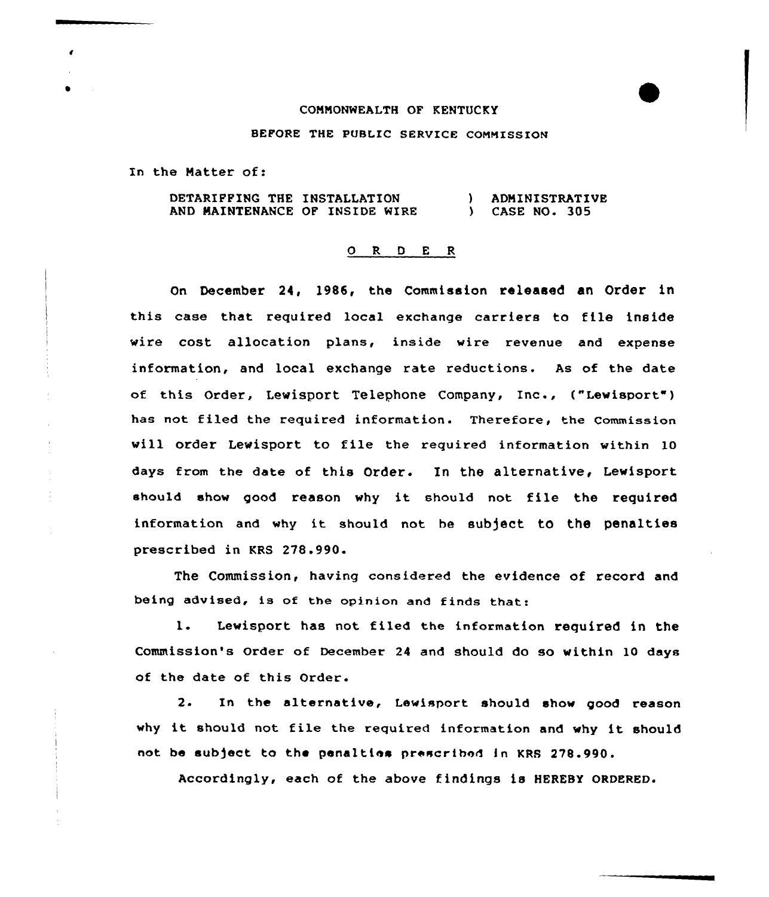COMMONWEALTH OF KENTUCKY

BEFORE THE PUBLIC SERVICE COMMISSION

In the Matter of:

DETARIFFING THE INSTALLATION AND MAINTENANCE OF INSIDE WIRE ) ADMINISTRATIVE CASE NO. 305

## O R D E R

On December 24, 1986, the Commission released an Order in this case that required local exchange carriers to file inside wire cost allocation plans, inside wire revenue and expense information, and local exchange rate reductions. As of the date of this Order, Lewisport Telephone Company, Inc., ("Lewisport") has not filed the required information. Therefore, the Commission will order Lewisport to file the required information within 10 days from the date of this Order. In the alternative, Lewisport should show good reason why it should not file the required information and why it should not be subject to the penalties prescribed in KRS 278.990.

The Commission, having considered the evidence of record and being advised, is of the opinion and finds that:

1. Lewisport has not filed the information required in the Commission's Order of December 24 and should do so within 10 days of the date of this Order.

2. In the alternative, Lewisport should show good reason why it should not file the required information and why it should not be subject to the penalties prescribed in KRS 278.990.

Accordingly, each of the above findings is HEREBY ORDERED.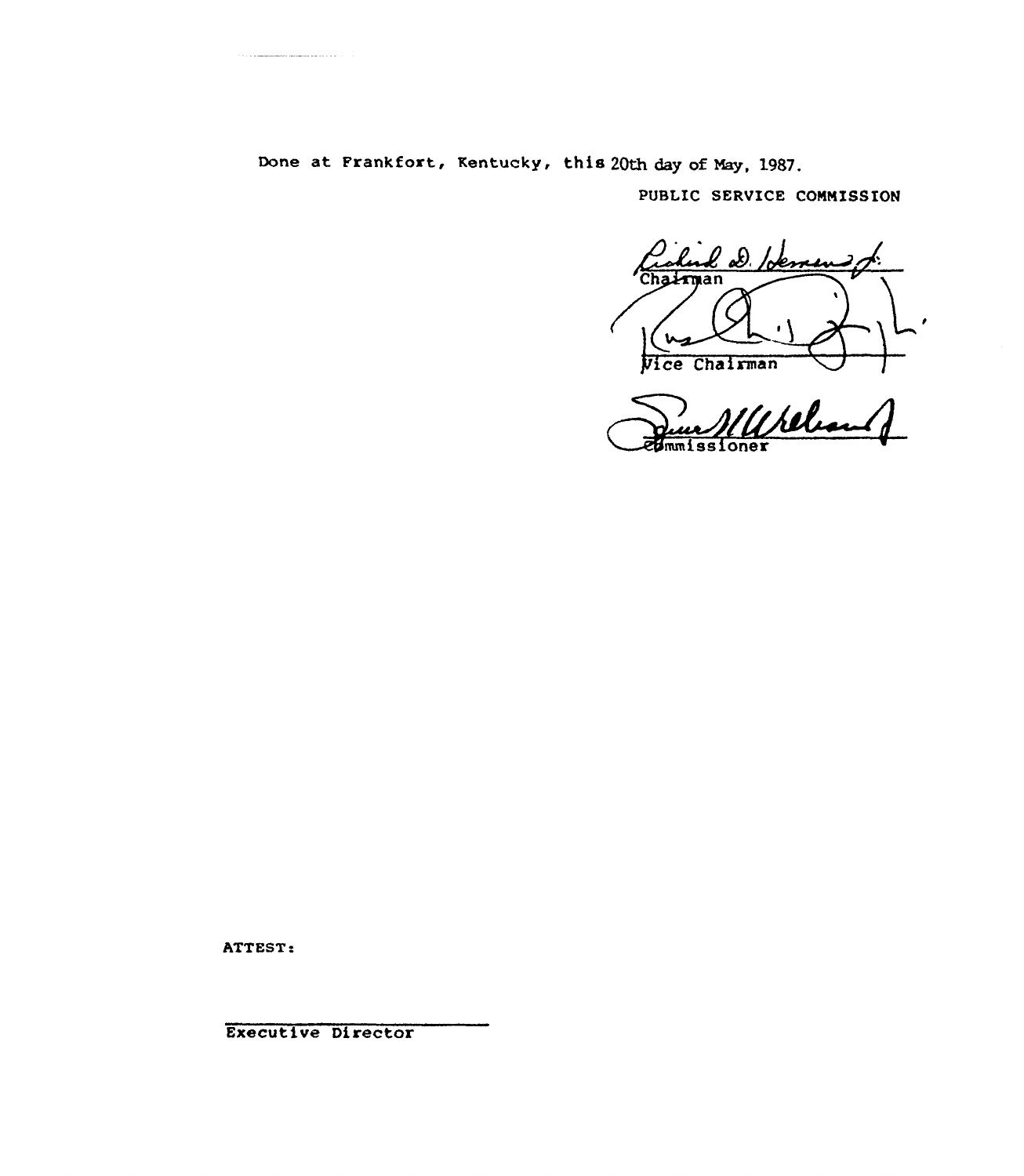Done at Frankfort, Kentucky, this 20th day of May, 1987.

PUBLIC SERVICE COMMISSION

Chairman

Vice Chairman

Commissioner

ATTEST:

Executive Director